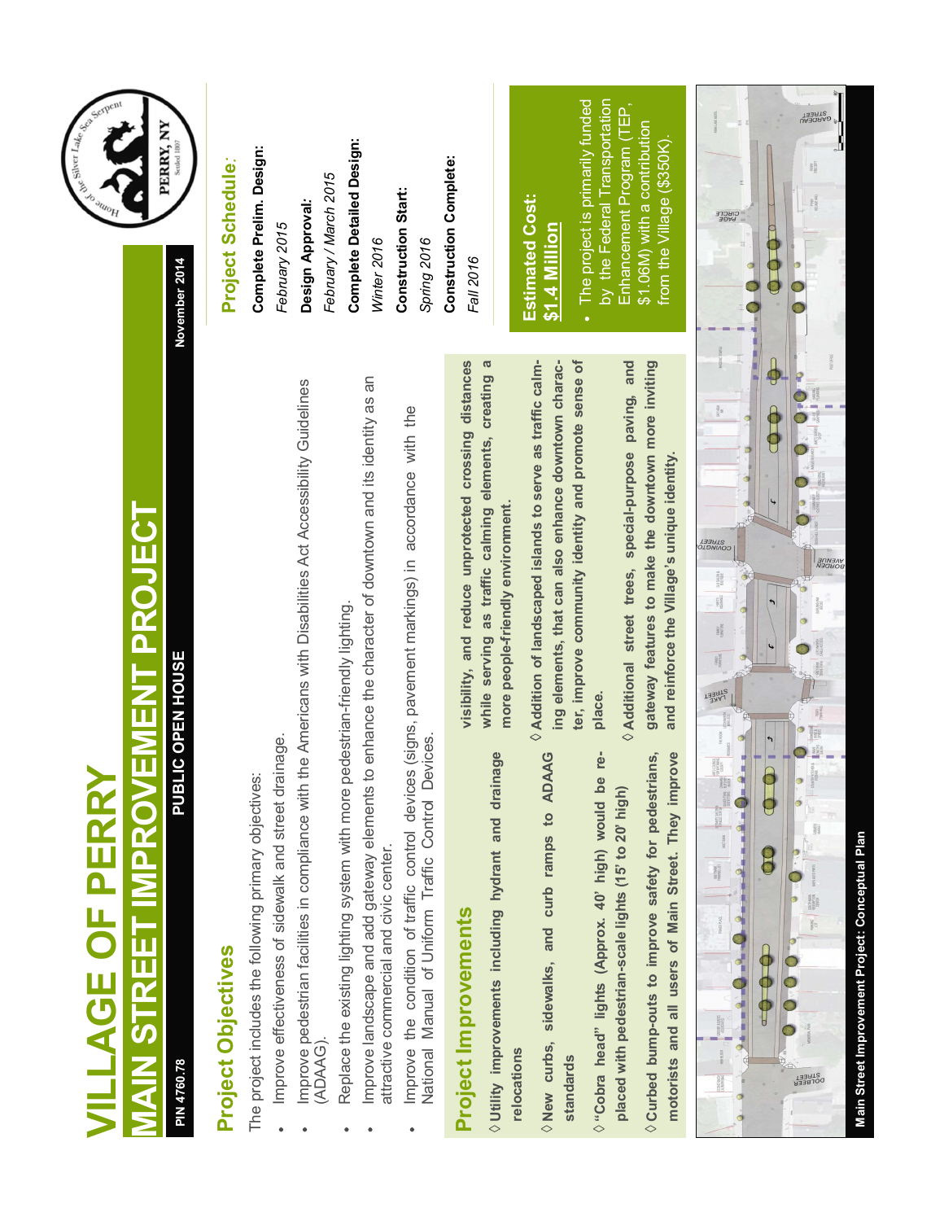# VILLAGE OF PERRY

# MAIN STREET IMPROVEMENT PROJECT

PIN 4760.78 — PUBLIC OPEN HOUSE — November 2014

Home of the Silver Lake Sea Serpent — PERRY, NY — Settled 1807

## Project Objectives

The project includes the following primary objectives:

- Improve effectiveness of sidewalk and street drainage.
- Improve pedestrian facilities in compliance with the Americans with Disabilities Act Accessibility Guidelines (ADAAG).
- Replace the existing lighting system with more pedestrian-friendly lighting.
- Improve landscape and add gateway elements to enhance the character of downtown and its identity as an attractive commercial and civic center.
- Improve the condition of traffic control devices (signs, pavement markings) in accordance with the National Manual of Uniform Traffic Control Devices.

## Project Improvements

◊ **Utility improvements including hydrant and drainage relocations**

◊ **New curbs, sidewalks, and curb ramps to ADAAG standards**

◊ **"Cobra head" lights (Approx. 40' high) would be replaced with pedestrian-scale lights (15' to 20' high)**

◊ **Curbed bump-outs to improve safety for pedestrians, motorists and all users of Main Street. They improve visibility, and reduce unprotected crossing distances while serving as traffic calming elements, creating a more people-friendly environment.**

◊ **Addition of landscaped islands to serve as traffic calming elements, that can also enhance downtown character, improve community identity and promote sense of place.**

◊ **Additional street trees, special-purpose paving, and gateway features to make the downtown more inviting and reinforce the Village's unique identity.**

## Project Schedule:

**Complete Prelim. Design:**
*February 2015*

**Design Approval:**
*February / March 2015*

**Complete Detailed Design:**
*Winter 2016*

**Construction Start:**
*Spring 2016*

**Construction Complete:**
*Fall 2016*

## Estimated Cost: $1.4 Million

- The project is primarily funded by the Federal Transportation Enhancement Program (TEP, $1.06M) with a contribution from the Village ($350K).

**Main Street Improvement Project: Conceptual Plan**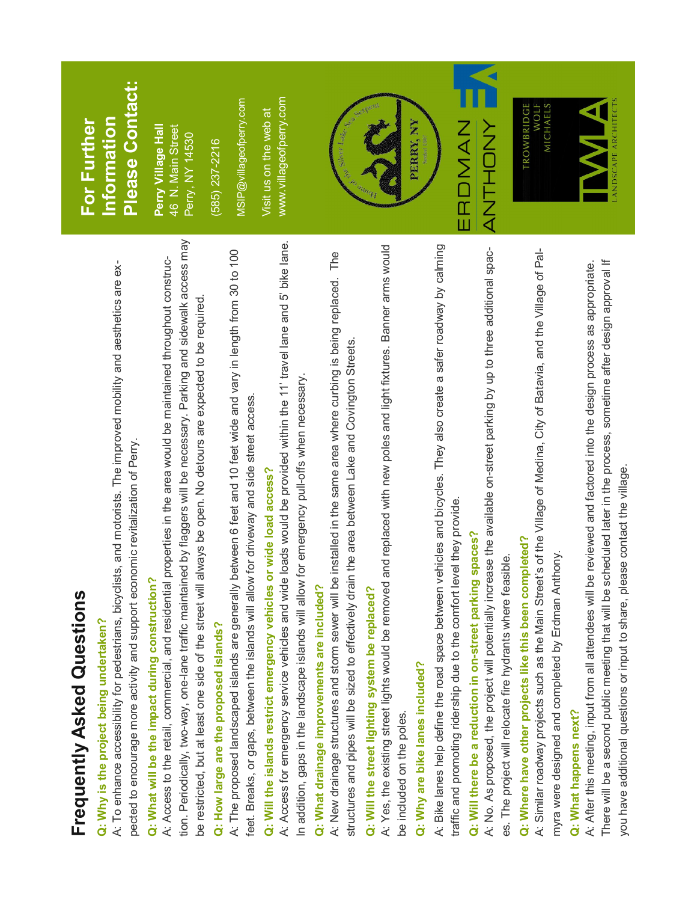# Frequently Asked Questions

**Q: Why is the project being undertaken?**

A: To enhance accessibility for pedestrians, bicyclists, and motorists. The improved mobility and aesthetics are expected to encourage more activity and support economic revitalization of Perry.

**Q: What will be the impact during construction?**

A: Access to the retail, commercial, and residential properties in the area would be maintained throughout construction. Periodically, two-way, one-lane traffic maintained by flaggers will be necessary. Parking and sidewalk access may be restricted, but at least one side of the street will always be open. No detours are expected to be required.

**Q: How large are the proposed islands?**

A: The proposed landscaped islands are generally between 6 feet and 10 feet wide and vary in length from 30 to 100 feet. Breaks, or gaps, between the islands will allow for driveway and side street access.

**Q: Will the islands restrict emergency vehicles or wide load access?**

A: Access for emergency service vehicles and wide loads would be provided within the 11' travel lane and 5' bike lane. In addition, gaps in the landscape islands will allow for emergency pull-offs when necessary.

**Q: What drainage improvements are included?**

A: New drainage structures and storm sewer will be installed in the same area where curbing is being replaced. The structures and pipes will be sized to effectively drain the area between Lake and Covington Streets.

**Q: Will the street lighting system be replaced?**

A: Yes, the existing street lights would be removed and replaced with new poles and light fixtures. Banner arms would be included on the poles.

**Q: Why are bike lanes included?**

A: Bike lanes help define the road space between vehicles and bicycles. They also create a safer roadway by calming traffic and promoting ridership due to the comfort level they provide.

**Q: Will there be a reduction in on-street parking spaces?**

A: No. As proposed, the project will potentially increase the available on-street parking by up to three additional spaces. The project will relocate fire hydrants where feasible.

**Q: Where have other projects like this been completed?**

A: Similar roadway projects such as the Main Street's of the Village of Medina, City of Batavia, and the Village of Palmyra were designed and completed by Erdman Anthony.

**Q: What happens next?**

A: After this meeting, input from all attendees will be reviewed and factored into the design process as appropriate. There will be a second public meeting that will be scheduled later in the process, sometime after design approval If you have additional questions or input to share, please contact the village.

## For Further Information Please Contact:

**Perry Village Hall**
46 N. Main Street
Perry, NY 14530

(585) 237-2216

MSIP@villageofperry.com

Visit us on the web at
www.villageofperry.com

Home of the Silver Lake Sea Serpent
PERRY, NY

ERDMAN ANTHONY

TROWBRIDGE WOLF MICHAELS
TWMLA
LANDSCAPE ARCHITECTS